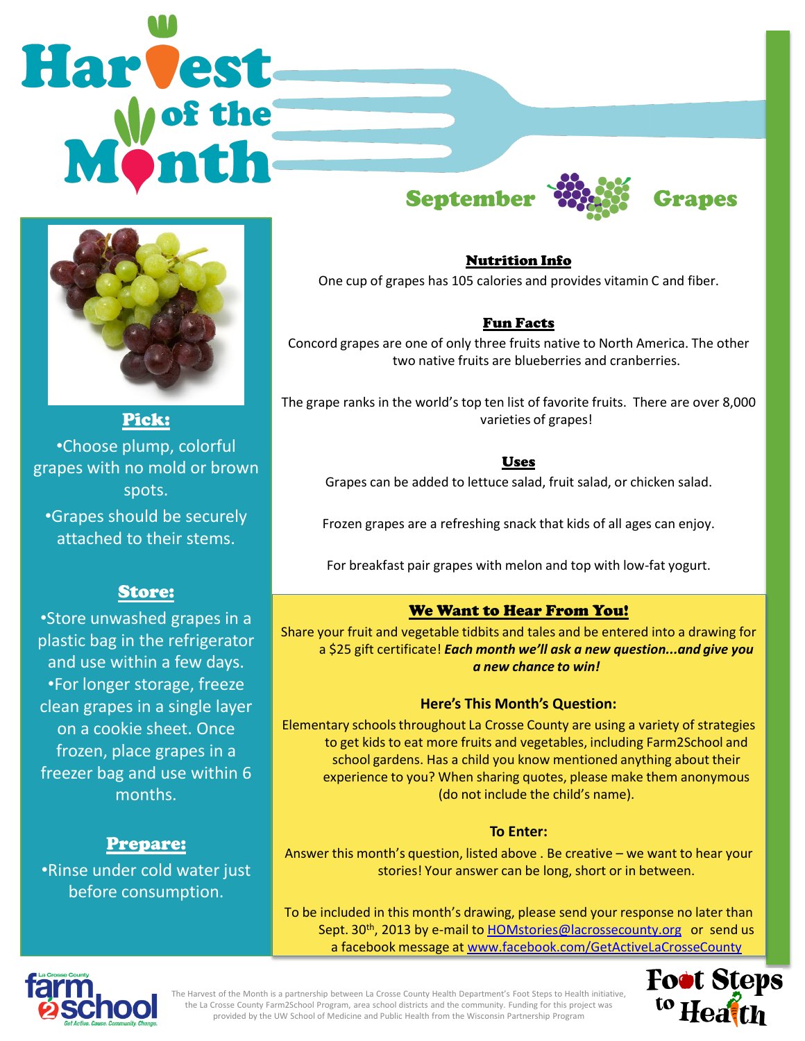# Harvest of the Month

## September — Grapes

### Pick:

- Choose plump, colorful grapes with no mold or brown spots.
- Grapes should be securely attached to their stems.

### Store:

- Store unwashed grapes in a plastic bag in the refrigerator and use within a few days.
- For longer storage, freeze clean grapes in a single layer on a cookie sheet. Once frozen, place grapes in a freezer bag and use within 6 months.

### Prepare:

- Rinse under cold water just before consumption.

### Nutrition Info

One cup of grapes has 105 calories and provides vitamin C and fiber.

### Fun Facts

Concord grapes are one of only three fruits native to North America. The other two native fruits are blueberries and cranberries.

The grape ranks in the world's top ten list of favorite fruits. There are over 8,000 varieties of grapes!

### Uses

Grapes can be added to lettuce salad, fruit salad, or chicken salad.

Frozen grapes are a refreshing snack that kids of all ages can enjoy.

For breakfast pair grapes with melon and top with low-fat yogurt.

### We Want to Hear From You!

Share your fruit and vegetable tidbits and tales and be entered into a drawing for a $25 gift certificate! ***Each month we'll ask a new question...and give you a new chance to win!***

**Here's This Month's Question:**

Elementary schools throughout La Crosse County are using a variety of strategies to get kids to eat more fruits and vegetables, including Farm2School and school gardens. Has a child you know mentioned anything about their experience to you? When sharing quotes, please make them anonymous (do not include the child's name).

**To Enter:**

Answer this month's question, listed above . Be creative – we want to hear your stories! Your answer can be long, short or in between.

To be included in this month's drawing, please send your response no later than Sept. 30th, 2013 by e-mail to HOMstories@lacrossecounty.org or send us a facebook message at www.facebook.com/GetActiveLaCrosseCounty

La Crosse County farm2school — Get Active. Cause. Community. Change.

The Harvest of the Month is a partnership between La Crosse County Health Department's Foot Steps to Health initiative, the La Crosse County Farm2School Program, area school districts and the community. Funding for this project was provided by the UW School of Medicine and Public Health from the Wisconsin Partnership Program

Foot Steps to Health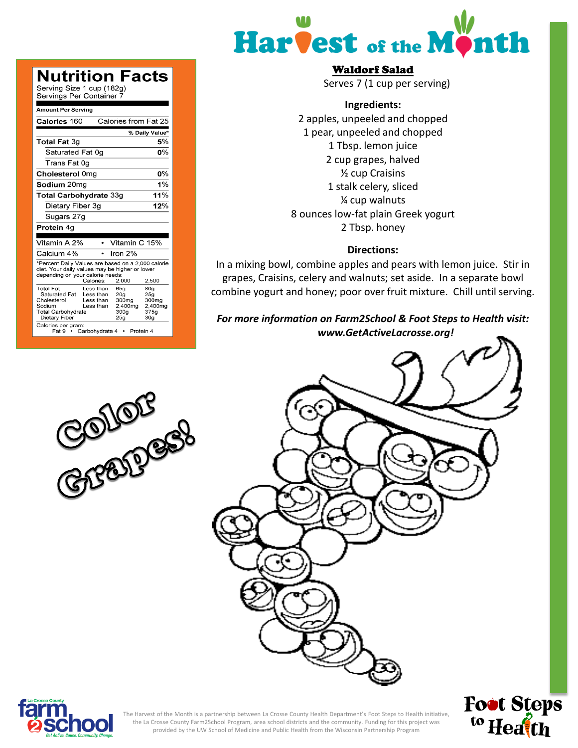# Harvest of the Month

## Nutrition Facts

Serving Size 1 cup (182g)
Servings Per Container 7

| Amount Per Serving | |
|---|---|
| **Calories** 160 | Calories from Fat 25 |
| | % Daily Value* |
| **Total Fat** 3g | **5%** |
| Saturated Fat 0g | **0%** |
| Trans Fat 0g | |
| **Cholesterol** 0mg | **0%** |
| **Sodium** 20mg | **1%** |
| **Total Carbohydrate** 33g | **11%** |
| Dietary Fiber 3g | **12%** |
| Sugars 27g | |
| **Protein** 4g | |

Vitamin A 2% • Vitamin C 15%
Calcium 4% • Iron 2%

*Percent Daily Values are based on a 2,000 calorie diet. Your daily values may be higher or lower depending on your calorie needs:

| | | Calories: 2,000 | 2,500 |
|---|---|---|---|
| Total Fat | Less than | 65g | 80g |
| Saturated Fat | Less than | 20g | 25g |
| Cholesterol | Less than | 300mg | 300mg |
| Sodium | Less than | 2,400mg | 2,400mg |
| Total Carbohydrate | | 300g | 375g |
| Dietary Fiber | | 25g | 30g |

Calories per gram:
Fat 9 • Carbohydrate 4 • Protein 4

## Waldorf Salad

Serves 7 (1 cup per serving)

**Ingredients:**

2 apples, unpeeled and chopped
1 pear, unpeeled and chopped
1 Tbsp. lemon juice
2 cup grapes, halved
½ cup Craisins
1 stalk celery, sliced
¼ cup walnuts
8 ounces low-fat plain Greek yogurt
2 Tbsp. honey

**Directions:**

In a mixing bowl, combine apples and pears with lemon juice. Stir in grapes, Craisins, celery and walnuts; set aside. In a separate bowl combine yogurt and honey; poor over fruit mixture. Chill until serving.

***For more information on Farm2School & Foot Steps to Health visit: www.GetActiveLacrosse.org!***

Color Grapes!

The Harvest of the Month is a partnership between La Crosse County Health Department's Foot Steps to Health initiative, the La Crosse County Farm2School Program, area school districts and the community. Funding for this project was provided by the UW School of Medicine and Public Health from the Wisconsin Partnership Program

La Crosse County farm 2 school — Get Active. Cause. Community. Change.

Foot Steps to Health